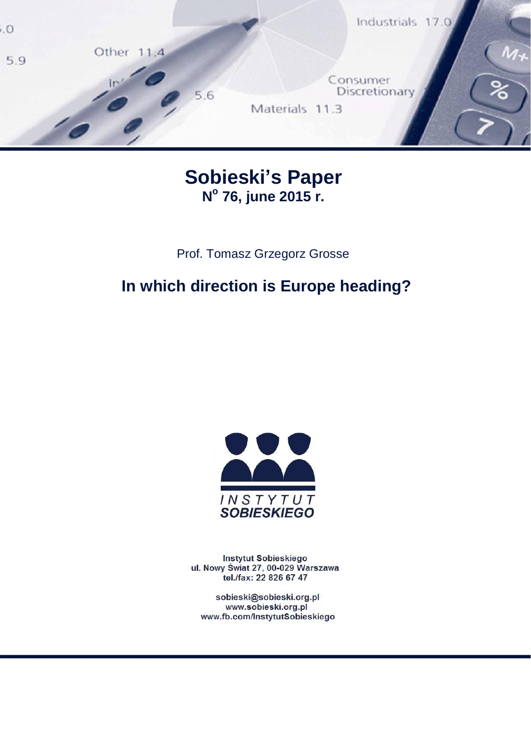# Sobieski's Paper

**N° 76, june 2015 r.**

Prof. Tomasz Grzegorz Grosse

## In which direction is Europe heading?

INSTYTUT SOBIESKIEGO

Instytut Sobieskiego
ul. Nowy Świat 27, 00-029 Warszawa
tel./fax: 22 826 67 47

sobieski@sobieski.org.pl
www.sobieski.org.pl
www.fb.com/InstytutSobieskiego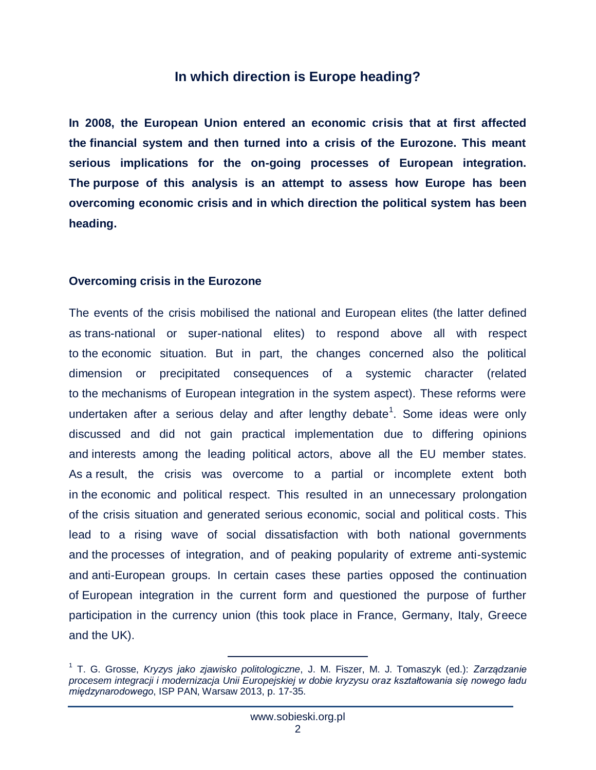# In which direction is Europe heading?

**In 2008, the European Union entered an economic crisis that at first affected the financial system and then turned into a crisis of the Eurozone. This meant serious implications for the on-going processes of European integration. The purpose of this analysis is an attempt to assess how Europe has been overcoming economic crisis and in which direction the political system has been heading.**

## Overcoming crisis in the Eurozone

The events of the crisis mobilised the national and European elites (the latter defined as trans-national or super-national elites) to respond above all with respect to the economic situation. But in part, the changes concerned also the political dimension or precipitated consequences of a systemic character (related to the mechanisms of European integration in the system aspect). These reforms were undertaken after a serious delay and after lengthy debate[1]. Some ideas were only discussed and did not gain practical implementation due to differing opinions and interests among the leading political actors, above all the EU member states. As a result, the crisis was overcome to a partial or incomplete extent both in the economic and political respect. This resulted in an unnecessary prolongation of the crisis situation and generated serious economic, social and political costs. This lead to a rising wave of social dissatisfaction with both national governments and the processes of integration, and of peaking popularity of extreme anti-systemic and anti-European groups. In certain cases these parties opposed the continuation of European integration in the current form and questioned the purpose of further participation in the currency union (this took place in France, Germany, Italy, Greece and the UK).

---

[1] T. G. Grosse, *Kryzys jako zjawisko politologiczne*, J. M. Fiszer, M. J. Tomaszyk (ed.): *Zarządzanie procesem integracji i modernizacja Unii Europejskiej w dobie kryzysu oraz kształtowania się nowego ładu międzynarodowego*, ISP PAN, Warsaw 2013, p. 17-35.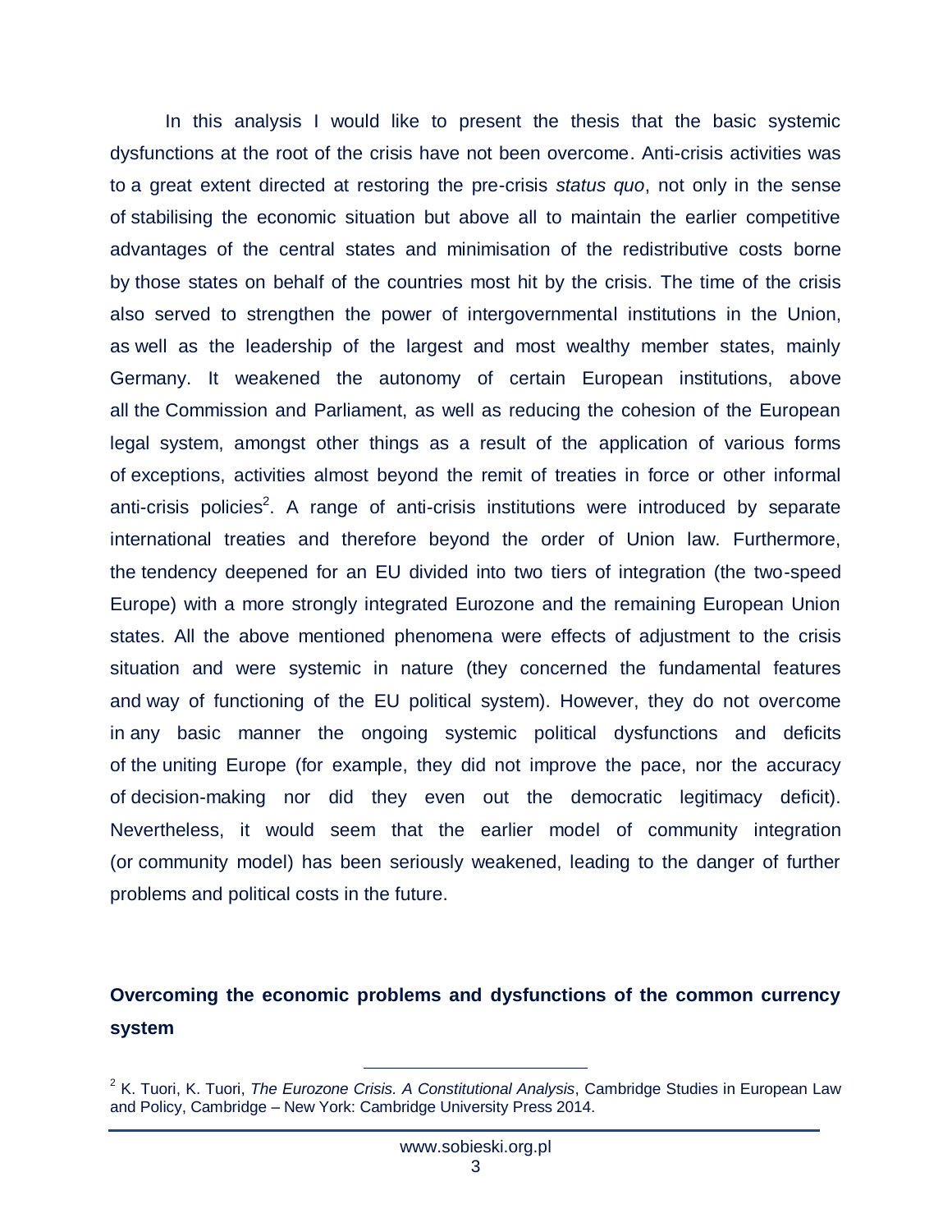In this analysis I would like to present the thesis that the basic systemic dysfunctions at the root of the crisis have not been overcome. Anti-crisis activities was to a great extent directed at restoring the pre-crisis *status quo*, not only in the sense of stabilising the economic situation but above all to maintain the earlier competitive advantages of the central states and minimisation of the redistributive costs borne by those states on behalf of the countries most hit by the crisis. The time of the crisis also served to strengthen the power of intergovernmental institutions in the Union, as well as the leadership of the largest and most wealthy member states, mainly Germany. It weakened the autonomy of certain European institutions, above all the Commission and Parliament, as well as reducing the cohesion of the European legal system, amongst other things as a result of the application of various forms of exceptions, activities almost beyond the remit of treaties in force or other informal anti-crisis policies[2]. A range of anti-crisis institutions were introduced by separate international treaties and therefore beyond the order of Union law. Furthermore, the tendency deepened for an EU divided into two tiers of integration (the two-speed Europe) with a more strongly integrated Eurozone and the remaining European Union states. All the above mentioned phenomena were effects of adjustment to the crisis situation and were systemic in nature (they concerned the fundamental features and way of functioning of the EU political system). However, they do not overcome in any basic manner the ongoing systemic political dysfunctions and deficits of the uniting Europe (for example, they did not improve the pace, nor the accuracy of decision-making nor did they even out the democratic legitimacy deficit). Nevertheless, it would seem that the earlier model of community integration (or community model) has been seriously weakened, leading to the danger of further problems and political costs in the future.

## Overcoming the economic problems and dysfunctions of the common currency system

---

[2] K. Tuori, K. Tuori, *The Eurozone Crisis. A Constitutional Analysis*, Cambridge Studies in European Law and Policy, Cambridge – New York: Cambridge University Press 2014.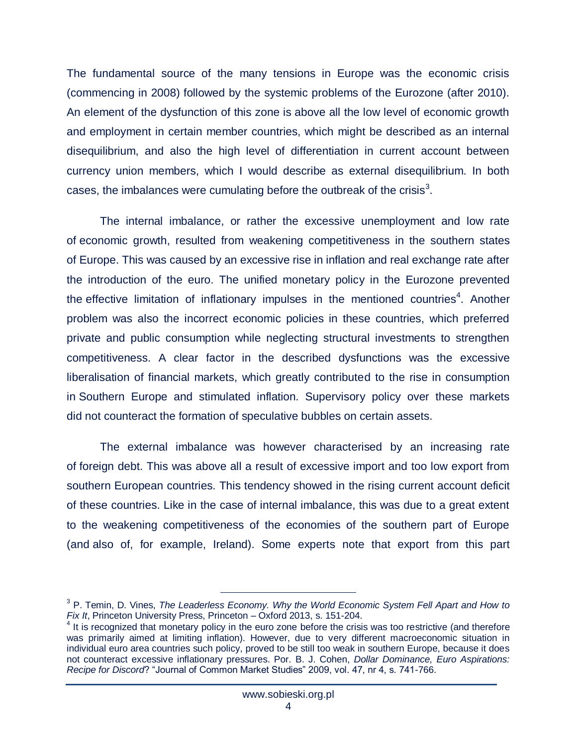The fundamental source of the many tensions in Europe was the economic crisis (commencing in 2008) followed by the systemic problems of the Eurozone (after 2010). An element of the dysfunction of this zone is above all the low level of economic growth and employment in certain member countries, which might be described as an internal disequilibrium, and also the high level of differentiation in current account between currency union members, which I would describe as external disequilibrium. In both cases, the imbalances were cumulating before the outbreak of the crisis[3].

The internal imbalance, or rather the excessive unemployment and low rate of economic growth, resulted from weakening competitiveness in the southern states of Europe. This was caused by an excessive rise in inflation and real exchange rate after the introduction of the euro. The unified monetary policy in the Eurozone prevented the effective limitation of inflationary impulses in the mentioned countries[4]. Another problem was also the incorrect economic policies in these countries, which preferred private and public consumption while neglecting structural investments to strengthen competitiveness. A clear factor in the described dysfunctions was the excessive liberalisation of financial markets, which greatly contributed to the rise in consumption in Southern Europe and stimulated inflation. Supervisory policy over these markets did not counteract the formation of speculative bubbles on certain assets.

The external imbalance was however characterised by an increasing rate of foreign debt. This was above all a result of excessive import and too low export from southern European countries. This tendency showed in the rising current account deficit of these countries. Like in the case of internal imbalance, this was due to a great extent to the weakening competitiveness of the economies of the southern part of Europe (and also of, for example, Ireland). Some experts note that export from this part

---

[3] P. Temin, D. Vines, *The Leaderless Economy. Why the World Economic System Fell Apart and How to Fix It*, Princeton University Press, Princeton – Oxford 2013, s. 151-204.

[4] It is recognized that monetary policy in the euro zone before the crisis was too restrictive (and therefore was primarily aimed at limiting inflation). However, due to very different macroeconomic situation in individual euro area countries such policy, proved to be still too weak in southern Europe, because it does not counteract excessive inflationary pressures. Por. B. J. Cohen, *Dollar Dominance, Euro Aspirations: Recipe for Discord*? "Journal of Common Market Studies" 2009, vol. 47, nr 4, s. 741-766.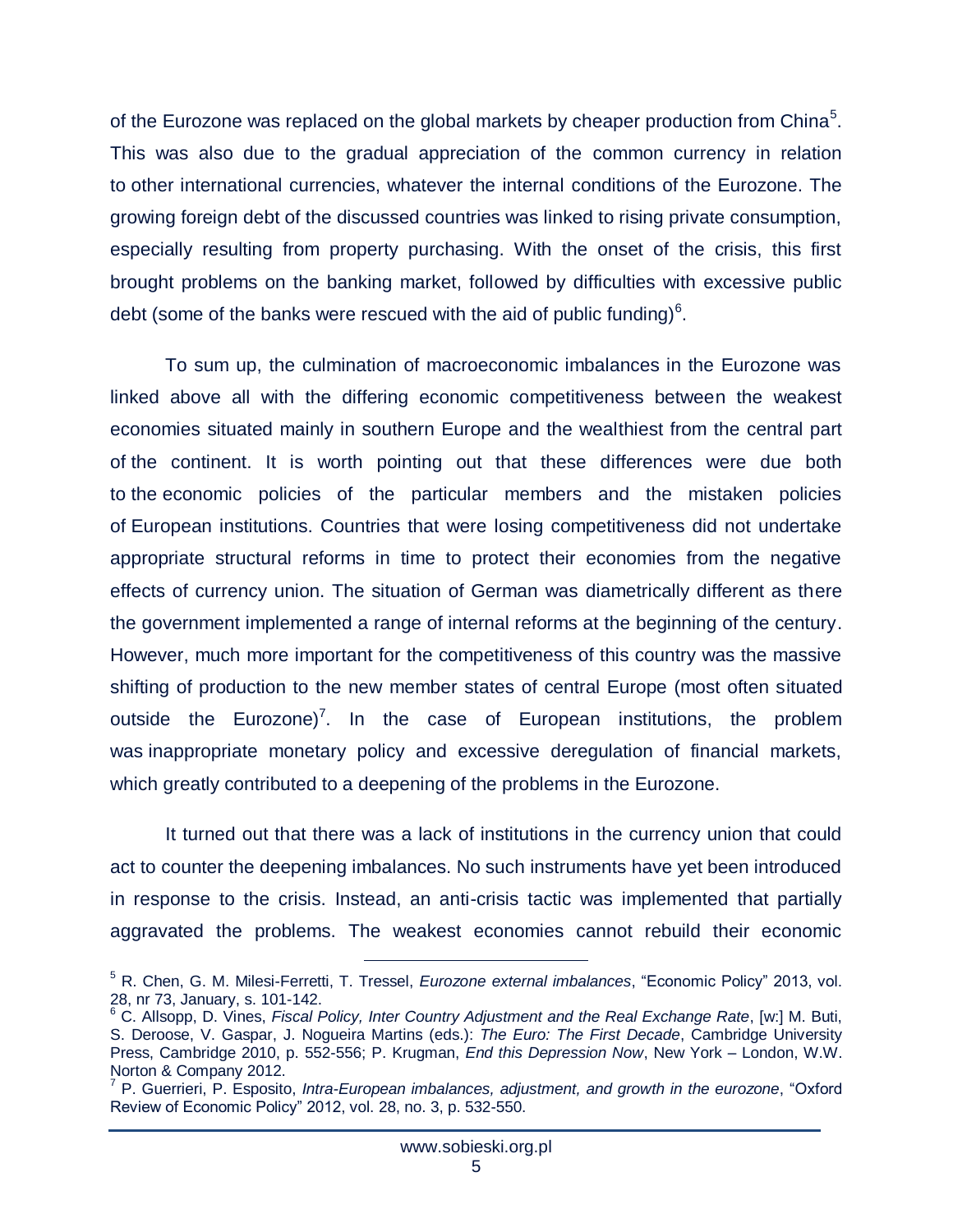of the Eurozone was replaced on the global markets by cheaper production from China[5]. This was also due to the gradual appreciation of the common currency in relation to other international currencies, whatever the internal conditions of the Eurozone. The growing foreign debt of the discussed countries was linked to rising private consumption, especially resulting from property purchasing. With the onset of the crisis, this first brought problems on the banking market, followed by difficulties with excessive public debt (some of the banks were rescued with the aid of public funding)[6].

To sum up, the culmination of macroeconomic imbalances in the Eurozone was linked above all with the differing economic competitiveness between the weakest economies situated mainly in southern Europe and the wealthiest from the central part of the continent. It is worth pointing out that these differences were due both to the economic policies of the particular members and the mistaken policies of European institutions. Countries that were losing competitiveness did not undertake appropriate structural reforms in time to protect their economies from the negative effects of currency union. The situation of German was diametrically different as there the government implemented a range of internal reforms at the beginning of the century. However, much more important for the competitiveness of this country was the massive shifting of production to the new member states of central Europe (most often situated outside the Eurozone)[7]. In the case of European institutions, the problem was inappropriate monetary policy and excessive deregulation of financial markets, which greatly contributed to a deepening of the problems in the Eurozone.

It turned out that there was a lack of institutions in the currency union that could act to counter the deepening imbalances. No such instruments have yet been introduced in response to the crisis. Instead, an anti-crisis tactic was implemented that partially aggravated the problems. The weakest economies cannot rebuild their economic

---

[5] R. Chen, G. M. Milesi-Ferretti, T. Tressel, *Eurozone external imbalances*, "Economic Policy" 2013, vol. 28, nr 73, January, s. 101-142.

[6] C. Allsopp, D. Vines, *Fiscal Policy, Inter Country Adjustment and the Real Exchange Rate*, [w:] M. Buti, S. Deroose, V. Gaspar, J. Nogueira Martins (eds.): *The Euro: The First Decade*, Cambridge University Press, Cambridge 2010, p. 552-556; P. Krugman, *End this Depression Now*, New York – London, W.W. Norton & Company 2012.

[7] P. Guerrieri, P. Esposito, *Intra-European imbalances, adjustment, and growth in the eurozone*, "Oxford Review of Economic Policy" 2012, vol. 28, no. 3, p. 532-550.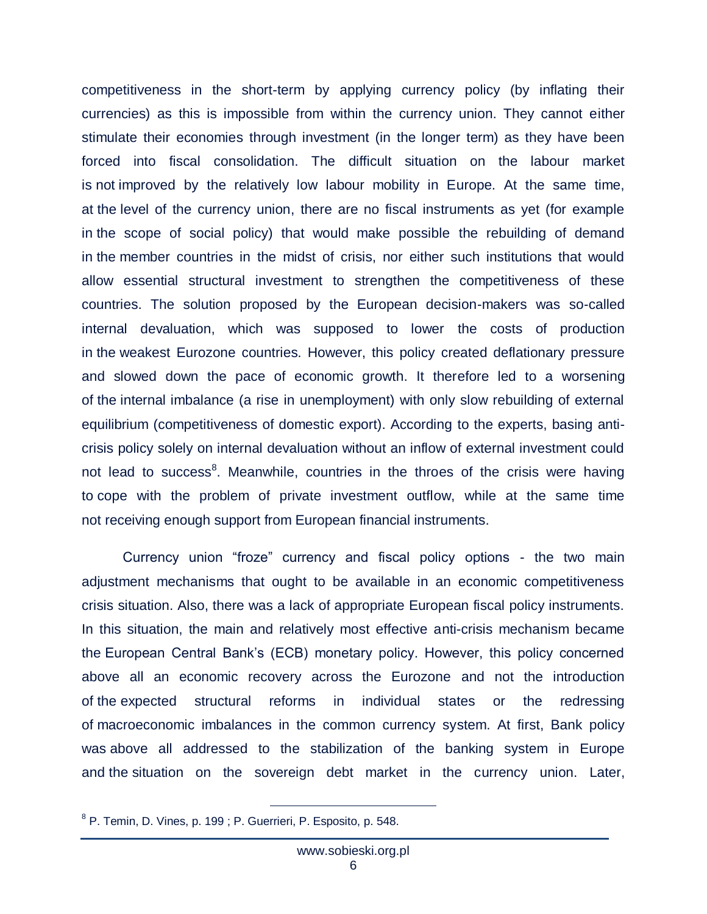competitiveness in the short-term by applying currency policy (by inflating their currencies) as this is impossible from within the currency union. They cannot either stimulate their economies through investment (in the longer term) as they have been forced into fiscal consolidation. The difficult situation on the labour market is not improved by the relatively low labour mobility in Europe. At the same time, at the level of the currency union, there are no fiscal instruments as yet (for example in the scope of social policy) that would make possible the rebuilding of demand in the member countries in the midst of crisis, nor either such institutions that would allow essential structural investment to strengthen the competitiveness of these countries. The solution proposed by the European decision-makers was so-called internal devaluation, which was supposed to lower the costs of production in the weakest Eurozone countries. However, this policy created deflationary pressure and slowed down the pace of economic growth. It therefore led to a worsening of the internal imbalance (a rise in unemployment) with only slow rebuilding of external equilibrium (competitiveness of domestic export). According to the experts, basing anti-crisis policy solely on internal devaluation without an inflow of external investment could not lead to success[8]. Meanwhile, countries in the throes of the crisis were having to cope with the problem of private investment outflow, while at the same time not receiving enough support from European financial instruments.

Currency union "froze" currency and fiscal policy options - the two main adjustment mechanisms that ought to be available in an economic competitiveness crisis situation. Also, there was a lack of appropriate European fiscal policy instruments. In this situation, the main and relatively most effective anti-crisis mechanism became the European Central Bank's (ECB) monetary policy. However, this policy concerned above all an economic recovery across the Eurozone and not the introduction of the expected structural reforms in individual states or the redressing of macroeconomic imbalances in the common currency system. At first, Bank policy was above all addressed to the stabilization of the banking system in Europe and the situation on the sovereign debt market in the currency union. Later,

---

[8] P. Temin, D. Vines, p. 199 ; P. Guerrieri, P. Esposito, p. 548.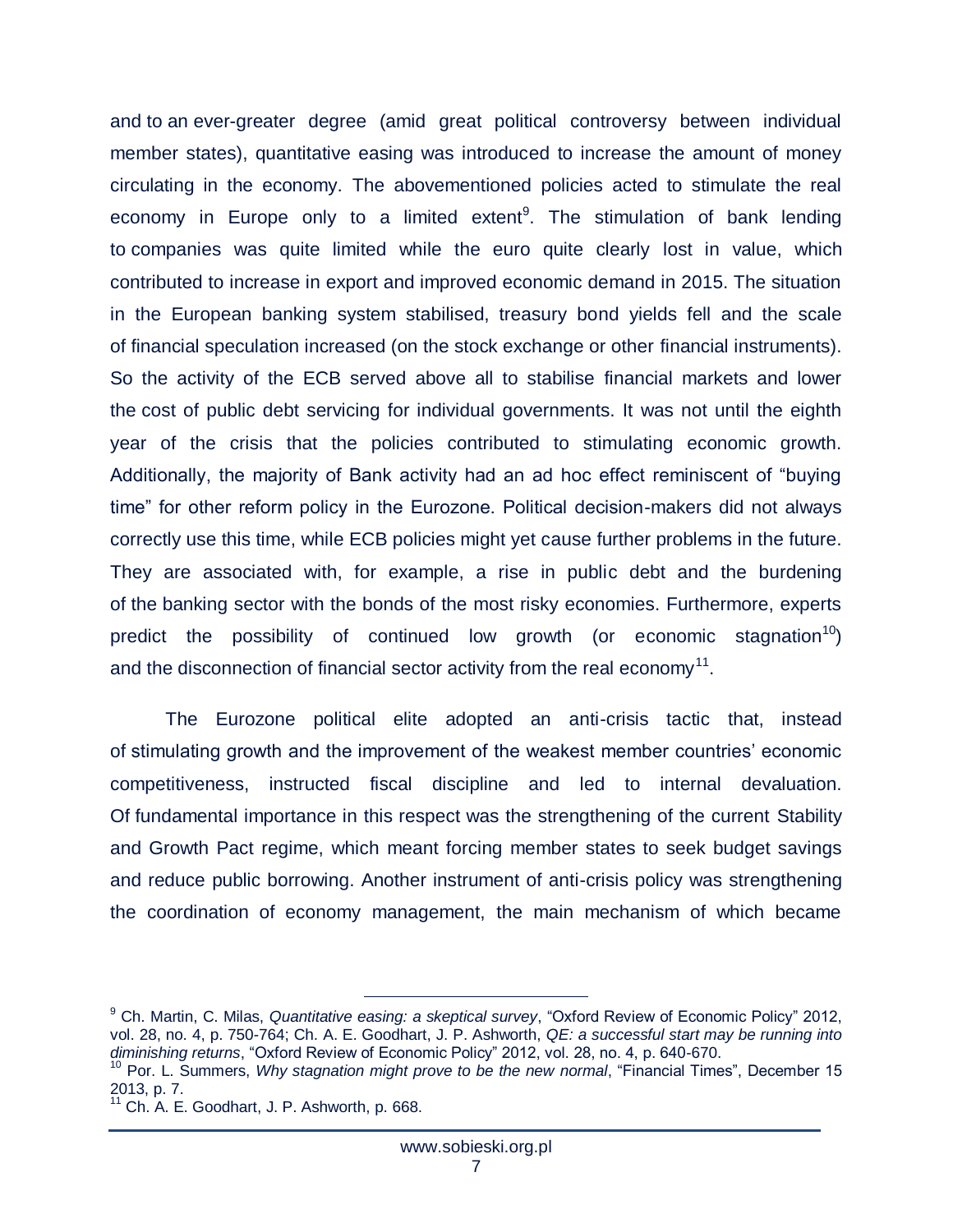and to an ever-greater degree (amid great political controversy between individual member states), quantitative easing was introduced to increase the amount of money circulating in the economy. The abovementioned policies acted to stimulate the real economy in Europe only to a limited extent[9]. The stimulation of bank lending to companies was quite limited while the euro quite clearly lost in value, which contributed to increase in export and improved economic demand in 2015. The situation in the European banking system stabilised, treasury bond yields fell and the scale of financial speculation increased (on the stock exchange or other financial instruments). So the activity of the ECB served above all to stabilise financial markets and lower the cost of public debt servicing for individual governments. It was not until the eighth year of the crisis that the policies contributed to stimulating economic growth. Additionally, the majority of Bank activity had an ad hoc effect reminiscent of "buying time" for other reform policy in the Eurozone. Political decision-makers did not always correctly use this time, while ECB policies might yet cause further problems in the future. They are associated with, for example, a rise in public debt and the burdening of the banking sector with the bonds of the most risky economies. Furthermore, experts predict the possibility of continued low growth (or economic stagnation[10]) and the disconnection of financial sector activity from the real economy[11].

The Eurozone political elite adopted an anti-crisis tactic that, instead of stimulating growth and the improvement of the weakest member countries' economic competitiveness, instructed fiscal discipline and led to internal devaluation. Of fundamental importance in this respect was the strengthening of the current Stability and Growth Pact regime, which meant forcing member states to seek budget savings and reduce public borrowing. Another instrument of anti-crisis policy was strengthening the coordination of economy management, the main mechanism of which became

---

[9] Ch. Martin, C. Milas, *Quantitative easing: a skeptical survey*, "Oxford Review of Economic Policy" 2012, vol. 28, no. 4, p. 750-764; Ch. A. E. Goodhart, J. P. Ashworth, *QE: a successful start may be running into diminishing returns*, "Oxford Review of Economic Policy" 2012, vol. 28, no. 4, p. 640-670.

[10] Por. L. Summers, *Why stagnation might prove to be the new normal*, "Financial Times", December 15 2013, p. 7.

[11] Ch. A. E. Goodhart, J. P. Ashworth, p. 668.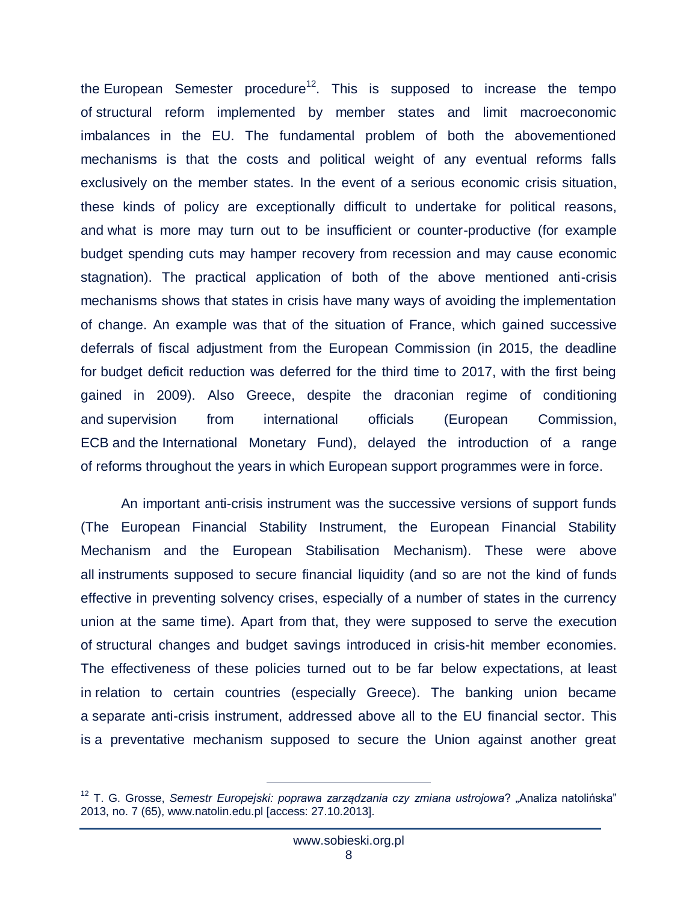the European Semester procedure[12]. This is supposed to increase the tempo of structural reform implemented by member states and limit macroeconomic imbalances in the EU. The fundamental problem of both the abovementioned mechanisms is that the costs and political weight of any eventual reforms falls exclusively on the member states. In the event of a serious economic crisis situation, these kinds of policy are exceptionally difficult to undertake for political reasons, and what is more may turn out to be insufficient or counter-productive (for example budget spending cuts may hamper recovery from recession and may cause economic stagnation). The practical application of both of the above mentioned anti-crisis mechanisms shows that states in crisis have many ways of avoiding the implementation of change. An example was that of the situation of France, which gained successive deferrals of fiscal adjustment from the European Commission (in 2015, the deadline for budget deficit reduction was deferred for the third time to 2017, with the first being gained in 2009). Also Greece, despite the draconian regime of conditioning and supervision from international officials (European Commission, ECB and the International Monetary Fund), delayed the introduction of a range of reforms throughout the years in which European support programmes were in force.

An important anti-crisis instrument was the successive versions of support funds (The European Financial Stability Instrument, the European Financial Stability Mechanism and the European Stabilisation Mechanism). These were above all instruments supposed to secure financial liquidity (and so are not the kind of funds effective in preventing solvency crises, especially of a number of states in the currency union at the same time). Apart from that, they were supposed to serve the execution of structural changes and budget savings introduced in crisis-hit member economies. The effectiveness of these policies turned out to be far below expectations, at least in relation to certain countries (especially Greece). The banking union became a separate anti-crisis instrument, addressed above all to the EU financial sector. This is a preventative mechanism supposed to secure the Union against another great

---

[12] T. G. Grosse, *Semestr Europejski: poprawa zarządzania czy zmiana ustrojowa*? „Analiza natolińska" 2013, no. 7 (65), www.natolin.edu.pl [access: 27.10.2013].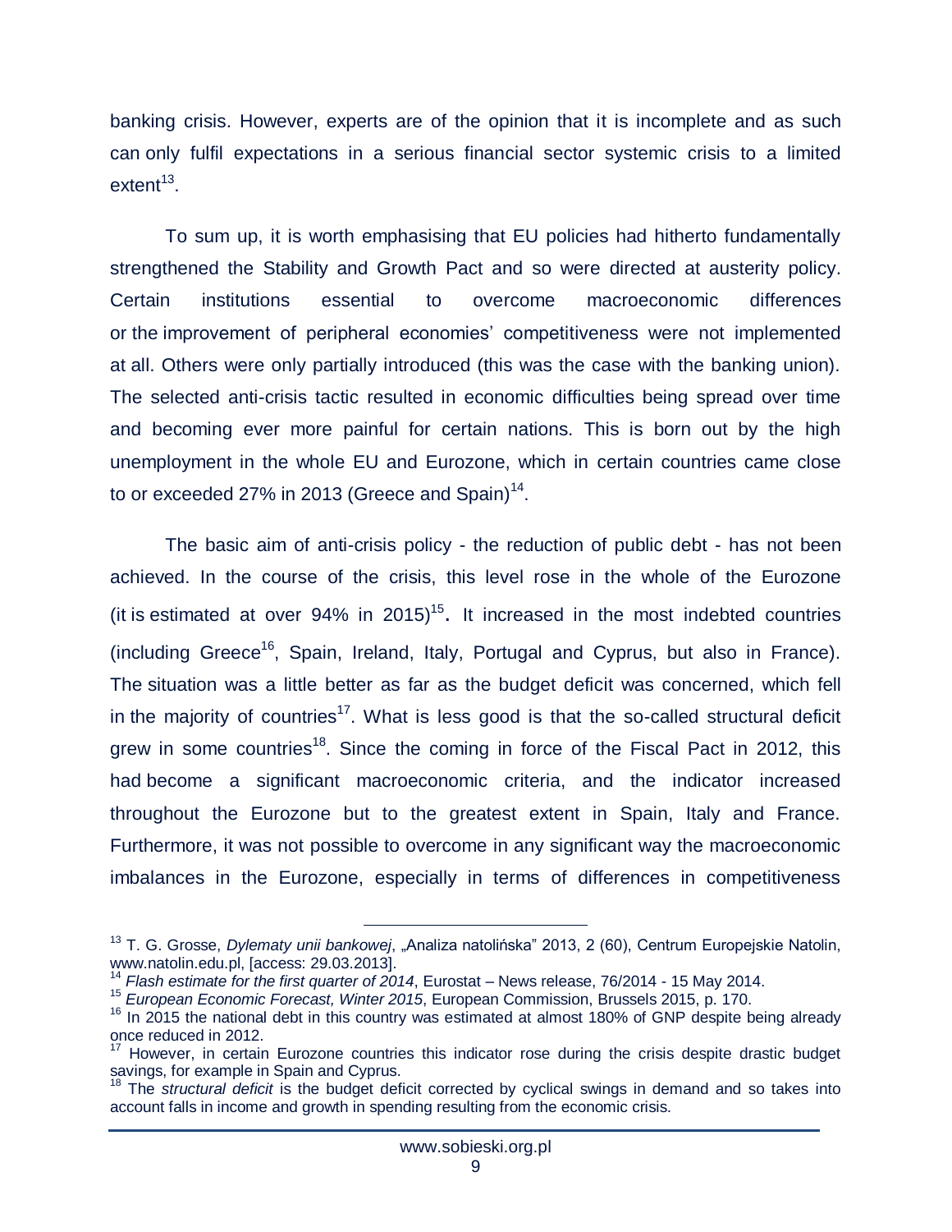banking crisis. However, experts are of the opinion that it is incomplete and as such can only fulfil expectations in a serious financial sector systemic crisis to a limited extent[13].

To sum up, it is worth emphasising that EU policies had hitherto fundamentally strengthened the Stability and Growth Pact and so were directed at austerity policy. Certain institutions essential to overcome macroeconomic differences or the improvement of peripheral economies' competitiveness were not implemented at all. Others were only partially introduced (this was the case with the banking union). The selected anti-crisis tactic resulted in economic difficulties being spread over time and becoming ever more painful for certain nations. This is born out by the high unemployment in the whole EU and Eurozone, which in certain countries came close to or exceeded 27% in 2013 (Greece and Spain)[14].

The basic aim of anti-crisis policy - the reduction of public debt - has not been achieved. In the course of the crisis, this level rose in the whole of the Eurozone (it is estimated at over 94% in 2015)[15]**.** It increased in the most indebted countries (including Greece[16], Spain, Ireland, Italy, Portugal and Cyprus, but also in France). The situation was a little better as far as the budget deficit was concerned, which fell in the majority of countries[17]. What is less good is that the so-called structural deficit grew in some countries[18]. Since the coming in force of the Fiscal Pact in 2012, this had become a significant macroeconomic criteria, and the indicator increased throughout the Eurozone but to the greatest extent in Spain, Italy and France. Furthermore, it was not possible to overcome in any significant way the macroeconomic imbalances in the Eurozone, especially in terms of differences in competitiveness

---

[13] T. G. Grosse, *Dylematy unii bankowej*, „Analiza natolińska" 2013, 2 (60), Centrum Europejskie Natolin, www.natolin.edu.pl, [access: 29.03.2013].

[14] *Flash estimate for the first quarter of 2014*, Eurostat – News release, 76/2014 - 15 May 2014.

[15] *European Economic Forecast, Winter 2015*, European Commission, Brussels 2015, p. 170.

[16] In 2015 the national debt in this country was estimated at almost 180% of GNP despite being already once reduced in 2012.

[17] However, in certain Eurozone countries this indicator rose during the crisis despite drastic budget savings, for example in Spain and Cyprus.

[18] The *structural deficit* is the budget deficit corrected by cyclical swings in demand and so takes into account falls in income and growth in spending resulting from the economic crisis.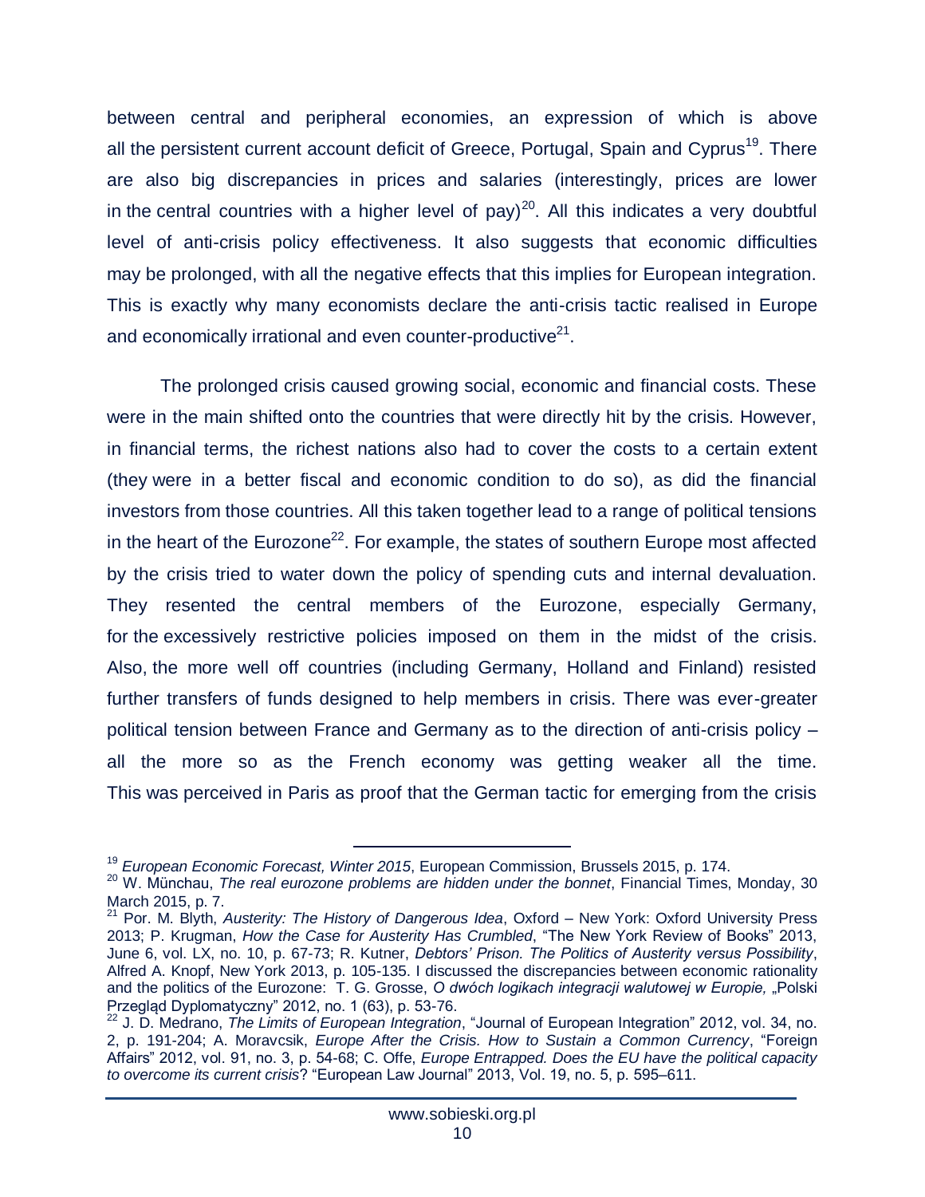between central and peripheral economies, an expression of which is above all the persistent current account deficit of Greece, Portugal, Spain and Cyprus[19]. There are also big discrepancies in prices and salaries (interestingly, prices are lower in the central countries with a higher level of pay)[20]. All this indicates a very doubtful level of anti-crisis policy effectiveness. It also suggests that economic difficulties may be prolonged, with all the negative effects that this implies for European integration. This is exactly why many economists declare the anti-crisis tactic realised in Europe and economically irrational and even counter-productive[21].

The prolonged crisis caused growing social, economic and financial costs. These were in the main shifted onto the countries that were directly hit by the crisis. However, in financial terms, the richest nations also had to cover the costs to a certain extent (they were in a better fiscal and economic condition to do so), as did the financial investors from those countries. All this taken together lead to a range of political tensions in the heart of the Eurozone[22]. For example, the states of southern Europe most affected by the crisis tried to water down the policy of spending cuts and internal devaluation. They resented the central members of the Eurozone, especially Germany, for the excessively restrictive policies imposed on them in the midst of the crisis. Also, the more well off countries (including Germany, Holland and Finland) resisted further transfers of funds designed to help members in crisis. There was ever-greater political tension between France and Germany as to the direction of anti-crisis policy – all the more so as the French economy was getting weaker all the time. This was perceived in Paris as proof that the German tactic for emerging from the crisis

---

[19] *European Economic Forecast, Winter 2015*, European Commission, Brussels 2015, p. 174.

[20] W. Münchau, *The real eurozone problems are hidden under the bonnet*, Financial Times, Monday, 30 March 2015, p. 7.

[21] Por. M. Blyth, *Austerity: The History of Dangerous Idea*, Oxford – New York: Oxford University Press 2013; P. Krugman, *How the Case for Austerity Has Crumbled*, "The New York Review of Books" 2013, June 6, vol. LX, no. 10, p. 67-73; R. Kutner, *Debtors' Prison. The Politics of Austerity versus Possibility*, Alfred A. Knopf, New York 2013, p. 105-135. I discussed the discrepancies between economic rationality and the politics of the Eurozone: T. G. Grosse, *O dwóch logikach integracji walutowej w Europie,* „Polski Przegląd Dyplomatyczny" 2012, no. 1 (63), p. 53-76.

[22] J. D. Medrano, *The Limits of European Integration*, "Journal of European Integration" 2012, vol. 34, no. 2, p. 191-204; A. Moravcsik, *Europe After the Crisis. How to Sustain a Common Currency*, "Foreign Affairs" 2012, vol. 91, no. 3, p. 54-68; C. Offe, *Europe Entrapped. Does the EU have the political capacity to overcome its current crisis*? "European Law Journal" 2013, Vol. 19, no. 5, p. 595–611.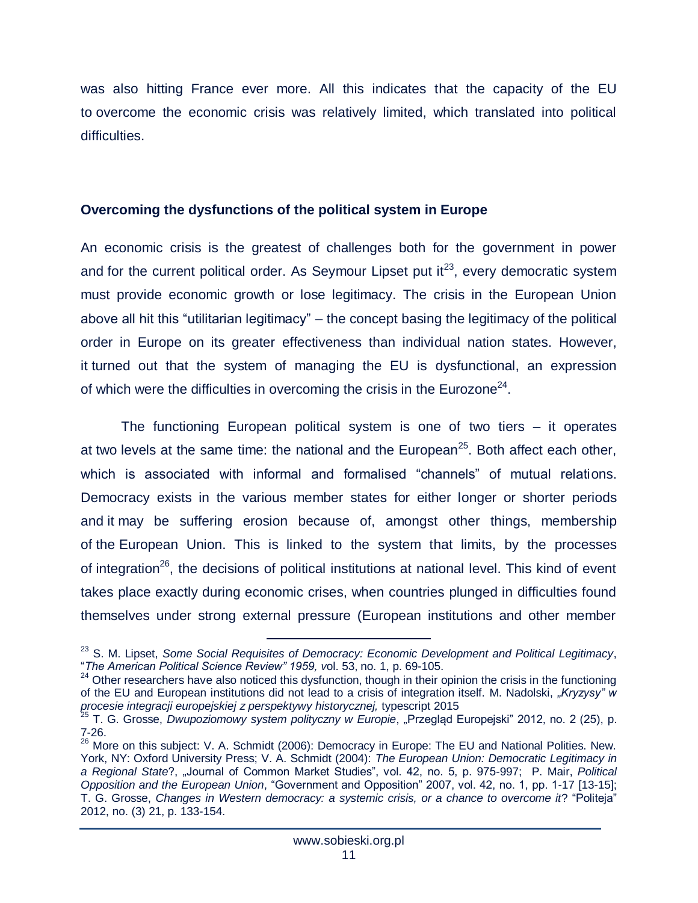was also hitting France ever more. All this indicates that the capacity of the EU to overcome the economic crisis was relatively limited, which translated into political difficulties.

## **Overcoming the dysfunctions of the political system in Europe**

An economic crisis is the greatest of challenges both for the government in power and for the current political order. As Seymour Lipset put it[23], every democratic system must provide economic growth or lose legitimacy. The crisis in the European Union above all hit this "utilitarian legitimacy" – the concept basing the legitimacy of the political order in Europe on its greater effectiveness than individual nation states. However, it turned out that the system of managing the EU is dysfunctional, an expression of which were the difficulties in overcoming the crisis in the Eurozone[24].

The functioning European political system is one of two tiers – it operates at two levels at the same time: the national and the European[25]. Both affect each other, which is associated with informal and formalised "channels" of mutual relations. Democracy exists in the various member states for either longer or shorter periods and it may be suffering erosion because of, amongst other things, membership of the European Union. This is linked to the system that limits, by the processes of integration[26], the decisions of political institutions at national level. This kind of event takes place exactly during economic crises, when countries plunged in difficulties found themselves under strong external pressure (European institutions and other member

---

[23] S. M. Lipset, *Some Social Requisites of Democracy: Economic Development and Political Legitimacy*, "*The American Political Science Review" 1959, v*ol. 53, no. 1, p. 69-105.

[24] Other researchers have also noticed this dysfunction, though in their opinion the crisis in the functioning of the EU and European institutions did not lead to a crisis of integration itself. M. Nadolski, *„Kryzysy" w procesie integracji europejskiej z perspektywy historycznej,* typescript 2015

[25] T. G. Grosse, *Dwupoziomowy system polityczny w Europie*, „Przegląd Europejski" 2012, no. 2 (25), p. 7-26.

[26] More on this subject: V. A. Schmidt (2006): Democracy in Europe: The EU and National Polities. New. York, NY: Oxford University Press; V. A. Schmidt (2004): *The European Union: Democratic Legitimacy in a Regional State*?, „Journal of Common Market Studies", vol. 42, no. 5, p. 975-997; P. Mair, *Political Opposition and the European Union*, "Government and Opposition" 2007, vol. 42, no. 1, pp. 1-17 [13-15]; T. G. Grosse, *Changes in Western democracy: a systemic crisis, or a chance to overcome it*? "Politeja" 2012, no. (3) 21, p. 133-154.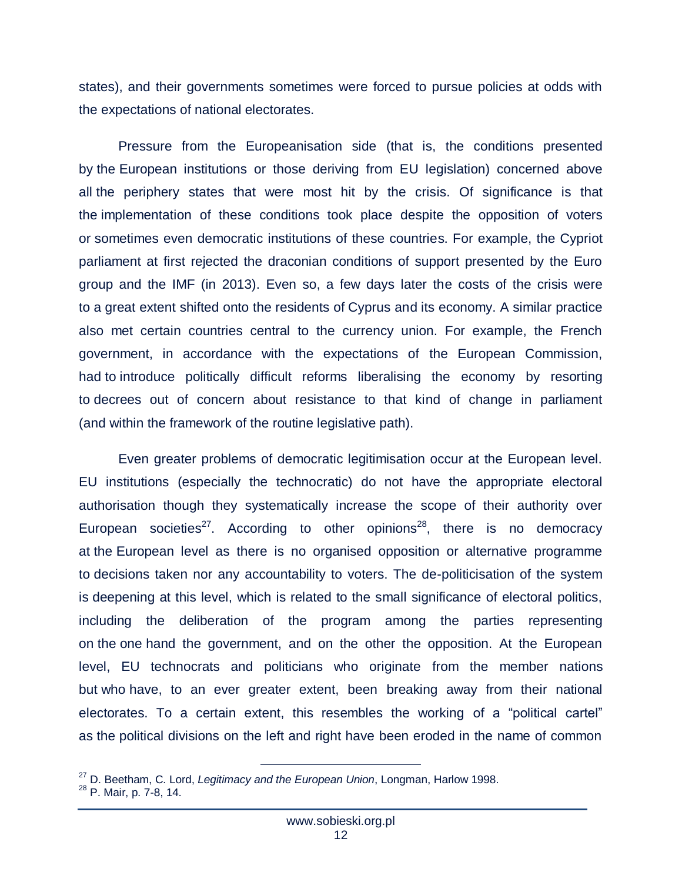states), and their governments sometimes were forced to pursue policies at odds with the expectations of national electorates.

Pressure from the Europeanisation side (that is, the conditions presented by the European institutions or those deriving from EU legislation) concerned above all the periphery states that were most hit by the crisis. Of significance is that the implementation of these conditions took place despite the opposition of voters or sometimes even democratic institutions of these countries. For example, the Cypriot parliament at first rejected the draconian conditions of support presented by the Euro group and the IMF (in 2013). Even so, a few days later the costs of the crisis were to a great extent shifted onto the residents of Cyprus and its economy. A similar practice also met certain countries central to the currency union. For example, the French government, in accordance with the expectations of the European Commission, had to introduce politically difficult reforms liberalising the economy by resorting to decrees out of concern about resistance to that kind of change in parliament (and within the framework of the routine legislative path).

Even greater problems of democratic legitimisation occur at the European level. EU institutions (especially the technocratic) do not have the appropriate electoral authorisation though they systematically increase the scope of their authority over European societies[27]. According to other opinions[28], there is no democracy at the European level as there is no organised opposition or alternative programme to decisions taken nor any accountability to voters. The de-politicisation of the system is deepening at this level, which is related to the small significance of electoral politics, including the deliberation of the program among the parties representing on the one hand the government, and on the other the opposition. At the European level, EU technocrats and politicians who originate from the member nations but who have, to an ever greater extent, been breaking away from their national electorates. To a certain extent, this resembles the working of a "political cartel" as the political divisions on the left and right have been eroded in the name of common

---

[27] D. Beetham, C. Lord, *Legitimacy and the European Union*, Longman, Harlow 1998.

[28] P. Mair, p. 7-8, 14.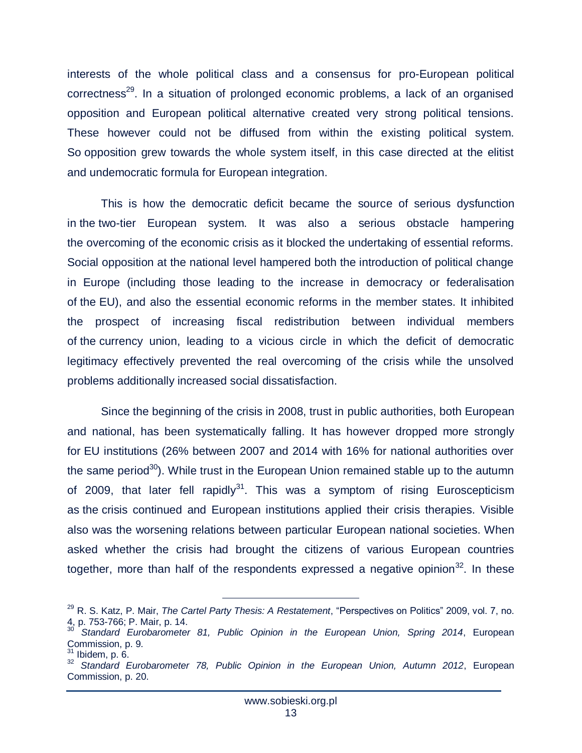interests of the whole political class and a consensus for pro-European political correctness[29]. In a situation of prolonged economic problems, a lack of an organised opposition and European political alternative created very strong political tensions. These however could not be diffused from within the existing political system. So opposition grew towards the whole system itself, in this case directed at the elitist and undemocratic formula for European integration.

This is how the democratic deficit became the source of serious dysfunction in the two-tier European system. It was also a serious obstacle hampering the overcoming of the economic crisis as it blocked the undertaking of essential reforms. Social opposition at the national level hampered both the introduction of political change in Europe (including those leading to the increase in democracy or federalisation of the EU), and also the essential economic reforms in the member states. It inhibited the prospect of increasing fiscal redistribution between individual members of the currency union, leading to a vicious circle in which the deficit of democratic legitimacy effectively prevented the real overcoming of the crisis while the unsolved problems additionally increased social dissatisfaction.

Since the beginning of the crisis in 2008, trust in public authorities, both European and national, has been systematically falling. It has however dropped more strongly for EU institutions (26% between 2007 and 2014 with 16% for national authorities over the same period[30]). While trust in the European Union remained stable up to the autumn of 2009, that later fell rapidly[31]. This was a symptom of rising Euroscepticism as the crisis continued and European institutions applied their crisis therapies. Visible also was the worsening relations between particular European national societies. When asked whether the crisis had brought the citizens of various European countries together, more than half of the respondents expressed a negative opinion[32]. In these

---

[29] R. S. Katz, P. Mair, *The Cartel Party Thesis: A Restatement*, "Perspectives on Politics" 2009, vol. 7, no. 4, p. 753-766; P. Mair, p. 14.

[30] *Standard Eurobarometer 81, Public Opinion in the European Union, Spring 2014*, European Commission, p. 9.

[31] Ibidem, p. 6.

[32] *Standard Eurobarometer 78, Public Opinion in the European Union, Autumn 2012*, European Commission, p. 20.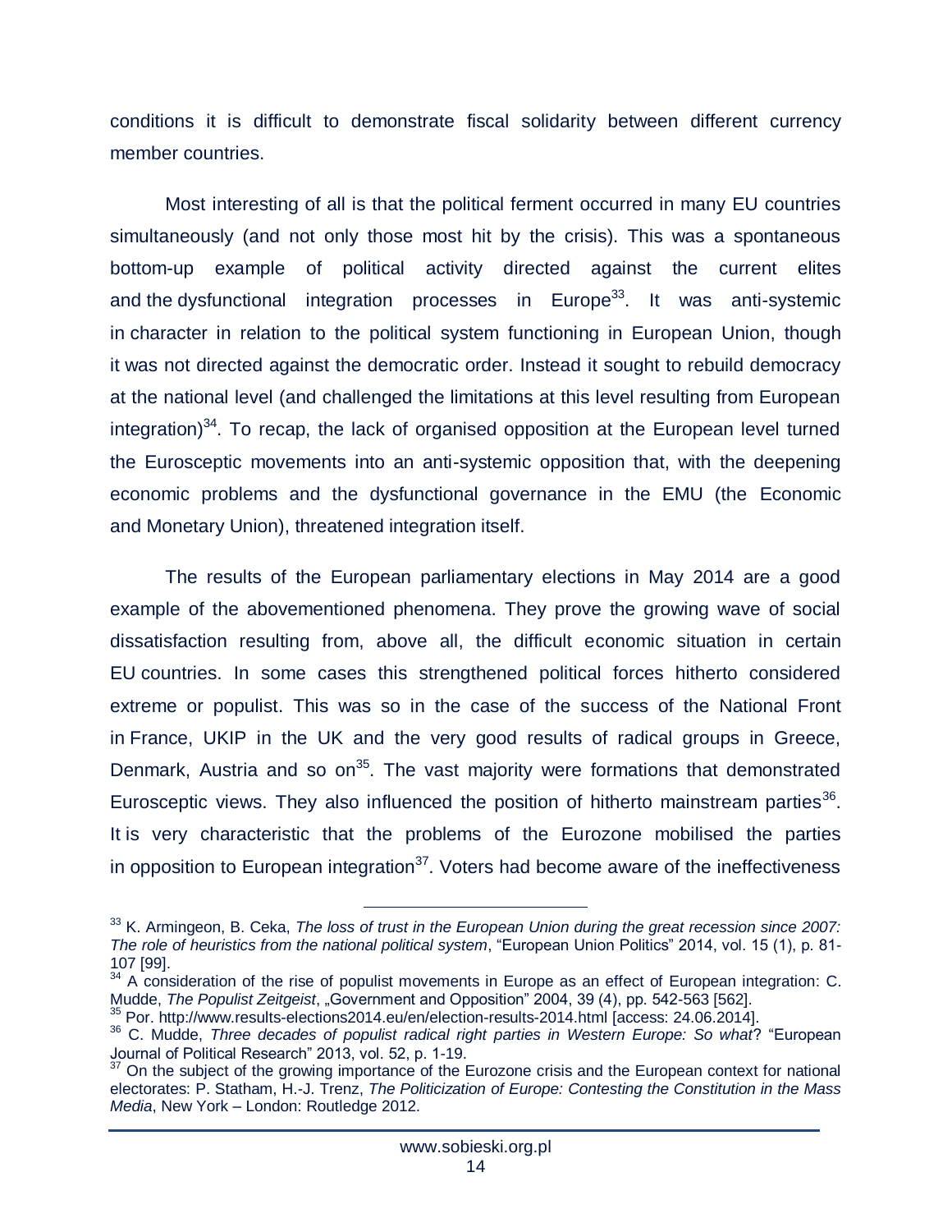conditions it is difficult to demonstrate fiscal solidarity between different currency member countries.

Most interesting of all is that the political ferment occurred in many EU countries simultaneously (and not only those most hit by the crisis). This was a spontaneous bottom-up example of political activity directed against the current elites and the dysfunctional integration processes in Europe[33]. It was anti-systemic in character in relation to the political system functioning in European Union, though it was not directed against the democratic order. Instead it sought to rebuild democracy at the national level (and challenged the limitations at this level resulting from European integration)[34]. To recap, the lack of organised opposition at the European level turned the Eurosceptic movements into an anti-systemic opposition that, with the deepening economic problems and the dysfunctional governance in the EMU (the Economic and Monetary Union), threatened integration itself.

The results of the European parliamentary elections in May 2014 are a good example of the abovementioned phenomena. They prove the growing wave of social dissatisfaction resulting from, above all, the difficult economic situation in certain EU countries. In some cases this strengthened political forces hitherto considered extreme or populist. This was so in the case of the success of the National Front in France, UKIP in the UK and the very good results of radical groups in Greece, Denmark, Austria and so on[35]. The vast majority were formations that demonstrated Eurosceptic views. They also influenced the position of hitherto mainstream parties[36]. It is very characteristic that the problems of the Eurozone mobilised the parties in opposition to European integration[37]. Voters had become aware of the ineffectiveness

---

[33] K. Armingeon, B. Ceka, *The loss of trust in the European Union during the great recession since 2007: The role of heuristics from the national political system*, "European Union Politics" 2014, vol. 15 (1), p. 81-107 [99].

[34] A consideration of the rise of populist movements in Europe as an effect of European integration: C. Mudde, *The Populist Zeitgeist*, „Government and Opposition" 2004, 39 (4), pp. 542-563 [562].

[35] Por. http://www.results-elections2014.eu/en/election-results-2014.html [access: 24.06.2014].

[36] C. Mudde, *Three decades of populist radical right parties in Western Europe: So what*? "European Journal of Political Research" 2013, vol. 52, p. 1-19.

[37] On the subject of the growing importance of the Eurozone crisis and the European context for national electorates: P. Statham, H.-J. Trenz, *The Politicization of Europe: Contesting the Constitution in the Mass Media*, New York – London: Routledge 2012.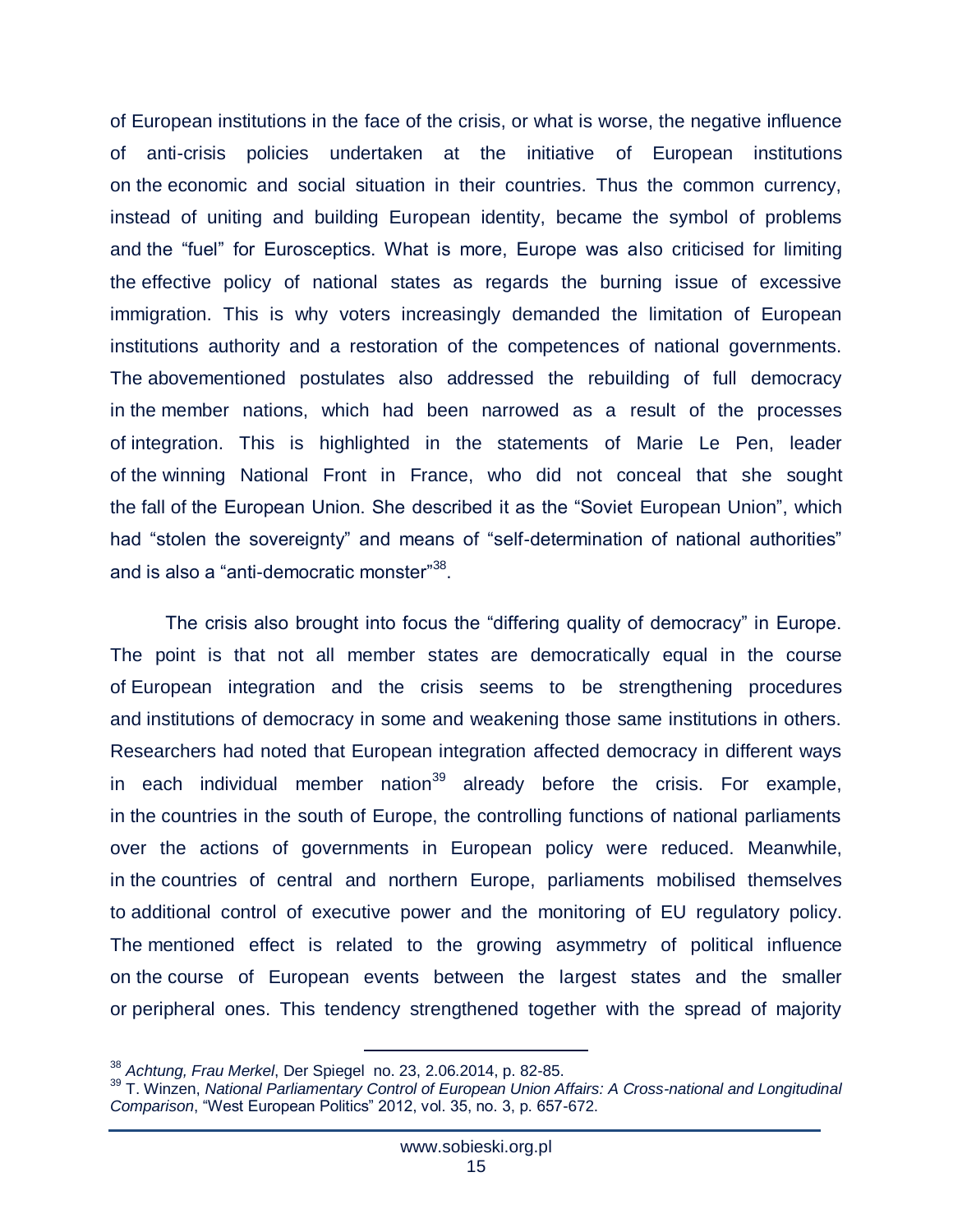of European institutions in the face of the crisis, or what is worse, the negative influence of anti-crisis policies undertaken at the initiative of European institutions on the economic and social situation in their countries. Thus the common currency, instead of uniting and building European identity, became the symbol of problems and the "fuel" for Eurosceptics. What is more, Europe was also criticised for limiting the effective policy of national states as regards the burning issue of excessive immigration. This is why voters increasingly demanded the limitation of European institutions authority and a restoration of the competences of national governments. The abovementioned postulates also addressed the rebuilding of full democracy in the member nations, which had been narrowed as a result of the processes of integration. This is highlighted in the statements of Marie Le Pen, leader of the winning National Front in France, who did not conceal that she sought the fall of the European Union. She described it as the "Soviet European Union", which had "stolen the sovereignty" and means of "self-determination of national authorities" and is also a "anti-democratic monster"[38].

The crisis also brought into focus the "differing quality of democracy" in Europe. The point is that not all member states are democratically equal in the course of European integration and the crisis seems to be strengthening procedures and institutions of democracy in some and weakening those same institutions in others. Researchers had noted that European integration affected democracy in different ways in each individual member nation[39] already before the crisis. For example, in the countries in the south of Europe, the controlling functions of national parliaments over the actions of governments in European policy were reduced. Meanwhile, in the countries of central and northern Europe, parliaments mobilised themselves to additional control of executive power and the monitoring of EU regulatory policy. The mentioned effect is related to the growing asymmetry of political influence on the course of European events between the largest states and the smaller or peripheral ones. This tendency strengthened together with the spread of majority

---

[38] *Achtung, Frau Merkel*, Der Spiegel no. 23, 2.06.2014, p. 82-85.

[39] T. Winzen, *National Parliamentary Control of European Union Affairs: A Cross-national and Longitudinal Comparison*, "West European Politics" 2012, vol. 35, no. 3, p. 657-672.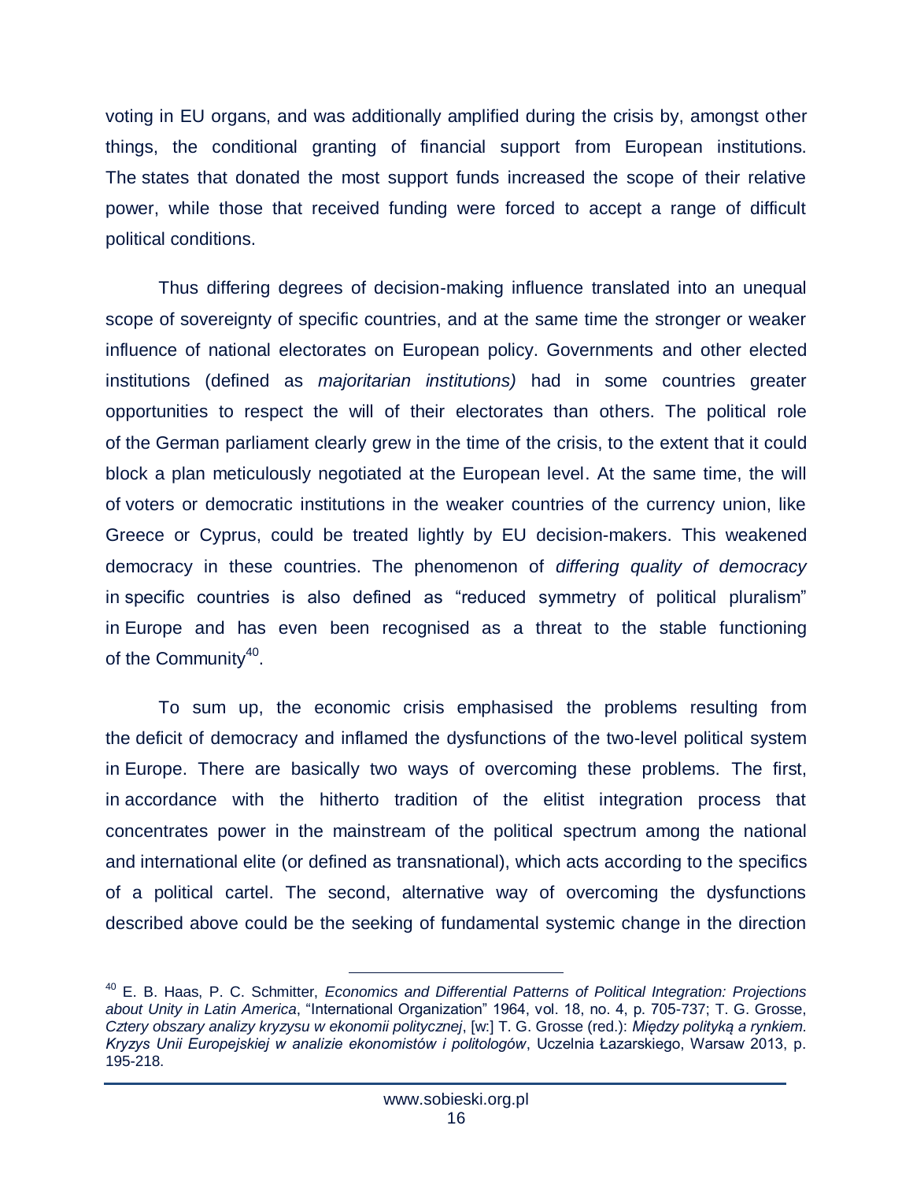voting in EU organs, and was additionally amplified during the crisis by, amongst other things, the conditional granting of financial support from European institutions. The states that donated the most support funds increased the scope of their relative power, while those that received funding were forced to accept a range of difficult political conditions.

Thus differing degrees of decision-making influence translated into an unequal scope of sovereignty of specific countries, and at the same time the stronger or weaker influence of national electorates on European policy. Governments and other elected institutions (defined as *majoritarian institutions)* had in some countries greater opportunities to respect the will of their electorates than others. The political role of the German parliament clearly grew in the time of the crisis, to the extent that it could block a plan meticulously negotiated at the European level. At the same time, the will of voters or democratic institutions in the weaker countries of the currency union, like Greece or Cyprus, could be treated lightly by EU decision-makers. This weakened democracy in these countries. The phenomenon of *differing quality of democracy* in specific countries is also defined as "reduced symmetry of political pluralism" in Europe and has even been recognised as a threat to the stable functioning of the Community[40].

To sum up, the economic crisis emphasised the problems resulting from the deficit of democracy and inflamed the dysfunctions of the two-level political system in Europe. There are basically two ways of overcoming these problems. The first, in accordance with the hitherto tradition of the elitist integration process that concentrates power in the mainstream of the political spectrum among the national and international elite (or defined as transnational), which acts according to the specifics of a political cartel. The second, alternative way of overcoming the dysfunctions described above could be the seeking of fundamental systemic change in the direction

---

[40] E. B. Haas, P. C. Schmitter, *Economics and Differential Patterns of Political Integration: Projections about Unity in Latin America*, "International Organization" 1964, vol. 18, no. 4, p. 705-737; T. G. Grosse, *Cztery obszary analizy kryzysu w ekonomii politycznej*, [w:] T. G. Grosse (red.): *Między polityką a rynkiem. Kryzys Unii Europejskiej w analizie ekonomistów i politologów*, Uczelnia Łazarskiego, Warsaw 2013, p. 195-218.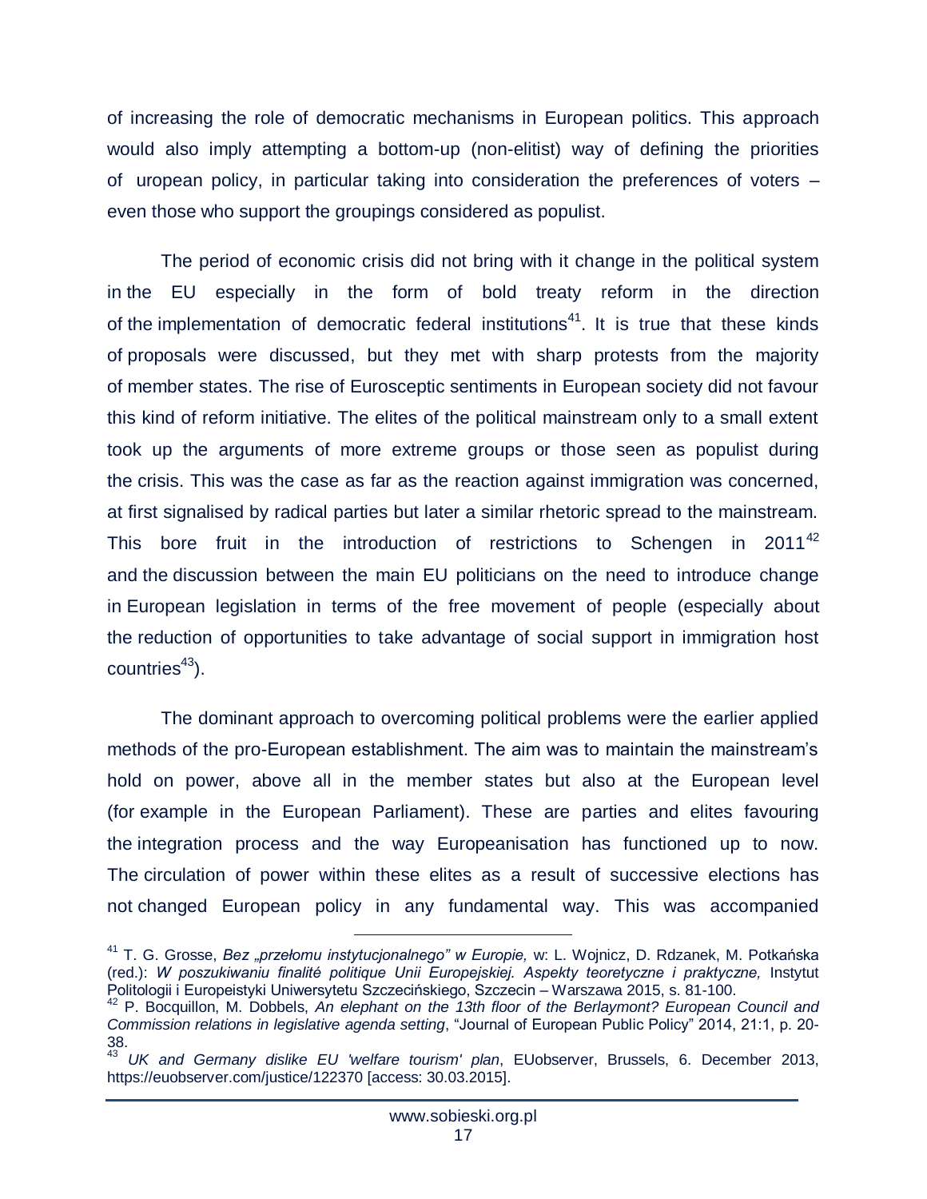of increasing the role of democratic mechanisms in European politics. This approach would also imply attempting a bottom-up (non-elitist) way of defining the priorities of uropean policy, in particular taking into consideration the preferences of voters – even those who support the groupings considered as populist.

The period of economic crisis did not bring with it change in the political system in the EU especially in the form of bold treaty reform in the direction of the implementation of democratic federal institutions[41]. It is true that these kinds of proposals were discussed, but they met with sharp protests from the majority of member states. The rise of Eurosceptic sentiments in European society did not favour this kind of reform initiative. The elites of the political mainstream only to a small extent took up the arguments of more extreme groups or those seen as populist during the crisis. This was the case as far as the reaction against immigration was concerned, at first signalised by radical parties but later a similar rhetoric spread to the mainstream. This bore fruit in the introduction of restrictions to Schengen in 2011[42] and the discussion between the main EU politicians on the need to introduce change in European legislation in terms of the free movement of people (especially about the reduction of opportunities to take advantage of social support in immigration host countries[43]).

The dominant approach to overcoming political problems were the earlier applied methods of the pro-European establishment. The aim was to maintain the mainstream's hold on power, above all in the member states but also at the European level (for example in the European Parliament). These are parties and elites favouring the integration process and the way Europeanisation has functioned up to now. The circulation of power within these elites as a result of successive elections has not changed European policy in any fundamental way. This was accompanied

---

[41] T. G. Grosse, *Bez „przełomu instytucjonalnego" w Europie,* w: L. Wojnicz, D. Rdzanek, M. Potkańska (red.): *W poszukiwaniu finalité politique Unii Europejskiej. Aspekty teoretyczne i praktyczne,* Instytut Politologii i Europeistyki Uniwersytetu Szczecińskiego, Szczecin – Warszawa 2015, s. 81-100.

[42] P. Bocquillon, M. Dobbels, *An elephant on the 13th floor of the Berlaymont? European Council and Commission relations in legislative agenda setting*, "Journal of European Public Policy" 2014, 21:1, p. 20-38.

[43] *UK and Germany dislike EU 'welfare tourism' plan*, EUobserver, Brussels, 6. December 2013, https://euobserver.com/justice/122370 [access: 30.03.2015].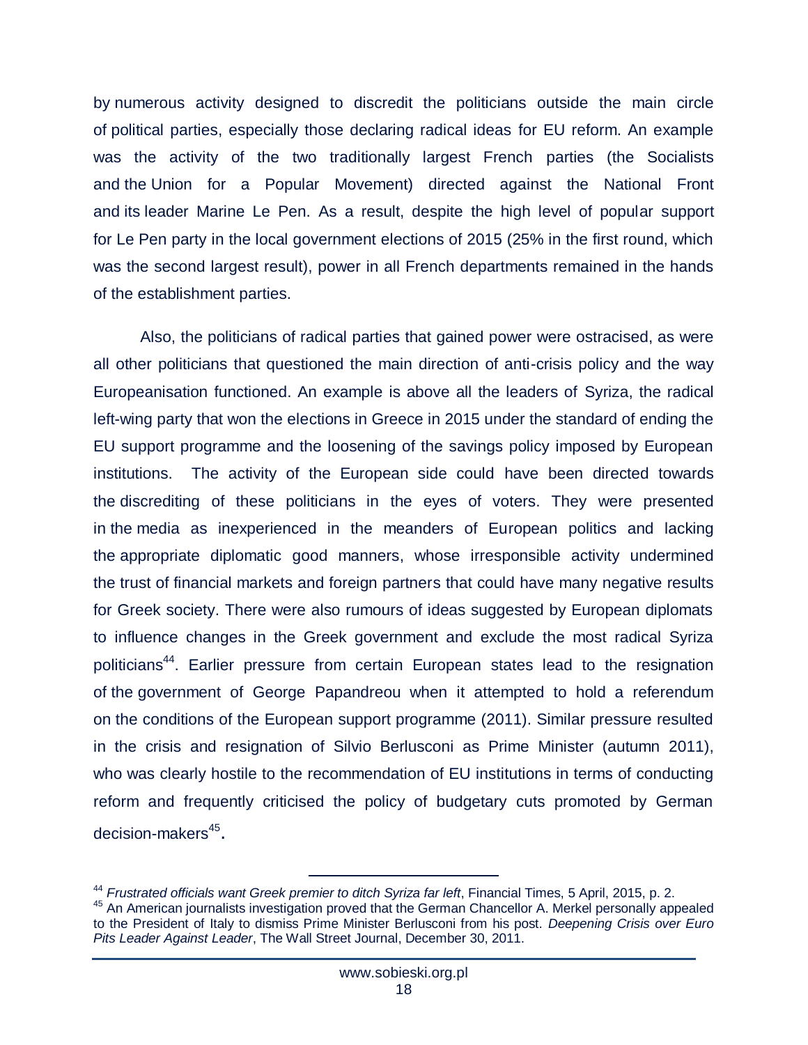by numerous activity designed to discredit the politicians outside the main circle of political parties, especially those declaring radical ideas for EU reform. An example was the activity of the two traditionally largest French parties (the Socialists and the Union for a Popular Movement) directed against the National Front and its leader Marine Le Pen. As a result, despite the high level of popular support for Le Pen party in the local government elections of 2015 (25% in the first round, which was the second largest result), power in all French departments remained in the hands of the establishment parties.

Also, the politicians of radical parties that gained power were ostracised, as were all other politicians that questioned the main direction of anti-crisis policy and the way Europeanisation functioned. An example is above all the leaders of Syriza, the radical left-wing party that won the elections in Greece in 2015 under the standard of ending the EU support programme and the loosening of the savings policy imposed by European institutions. The activity of the European side could have been directed towards the discrediting of these politicians in the eyes of voters. They were presented in the media as inexperienced in the meanders of European politics and lacking the appropriate diplomatic good manners, whose irresponsible activity undermined the trust of financial markets and foreign partners that could have many negative results for Greek society. There were also rumours of ideas suggested by European diplomats to influence changes in the Greek government and exclude the most radical Syriza politicians[44]. Earlier pressure from certain European states lead to the resignation of the government of George Papandreou when it attempted to hold a referendum on the conditions of the European support programme (2011). Similar pressure resulted in the crisis and resignation of Silvio Berlusconi as Prime Minister (autumn 2011), who was clearly hostile to the recommendation of EU institutions in terms of conducting reform and frequently criticised the policy of budgetary cuts promoted by German decision-makers[45].

---

[44] *Frustrated officials want Greek premier to ditch Syriza far left*, Financial Times, 5 April, 2015, p. 2.

[45] An American journalists investigation proved that the German Chancellor A. Merkel personally appealed to the President of Italy to dismiss Prime Minister Berlusconi from his post. *Deepening Crisis over Euro Pits Leader Against Leader*, The Wall Street Journal, December 30, 2011.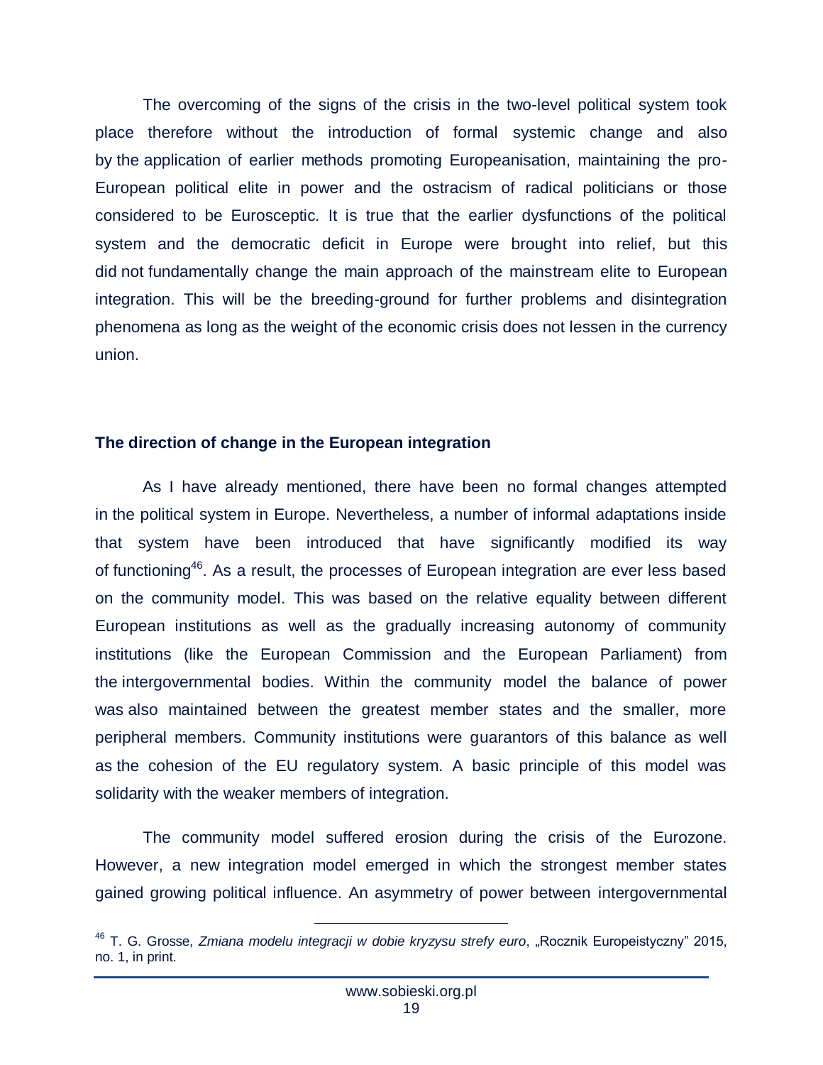The overcoming of the signs of the crisis in the two-level political system took place therefore without the introduction of formal systemic change and also by the application of earlier methods promoting Europeanisation, maintaining the pro-European political elite in power and the ostracism of radical politicians or those considered to be Eurosceptic. It is true that the earlier dysfunctions of the political system and the democratic deficit in Europe were brought into relief, but this did not fundamentally change the main approach of the mainstream elite to European integration. This will be the breeding-ground for further problems and disintegration phenomena as long as the weight of the economic crisis does not lessen in the currency union.

**The direction of change in the European integration**

As I have already mentioned, there have been no formal changes attempted in the political system in Europe. Nevertheless, a number of informal adaptations inside that system have been introduced that have significantly modified its way of functioning[46]. As a result, the processes of European integration are ever less based on the community model. This was based on the relative equality between different European institutions as well as the gradually increasing autonomy of community institutions (like the European Commission and the European Parliament) from the intergovernmental bodies. Within the community model the balance of power was also maintained between the greatest member states and the smaller, more peripheral members. Community institutions were guarantors of this balance as well as the cohesion of the EU regulatory system. A basic principle of this model was solidarity with the weaker members of integration.

The community model suffered erosion during the crisis of the Eurozone. However, a new integration model emerged in which the strongest member states gained growing political influence. An asymmetry of power between intergovernmental

---

[46] T. G. Grosse, *Zmiana modelu integracji w dobie kryzysu strefy euro*, „Rocznik Europeistyczny" 2015, no. 1, in print.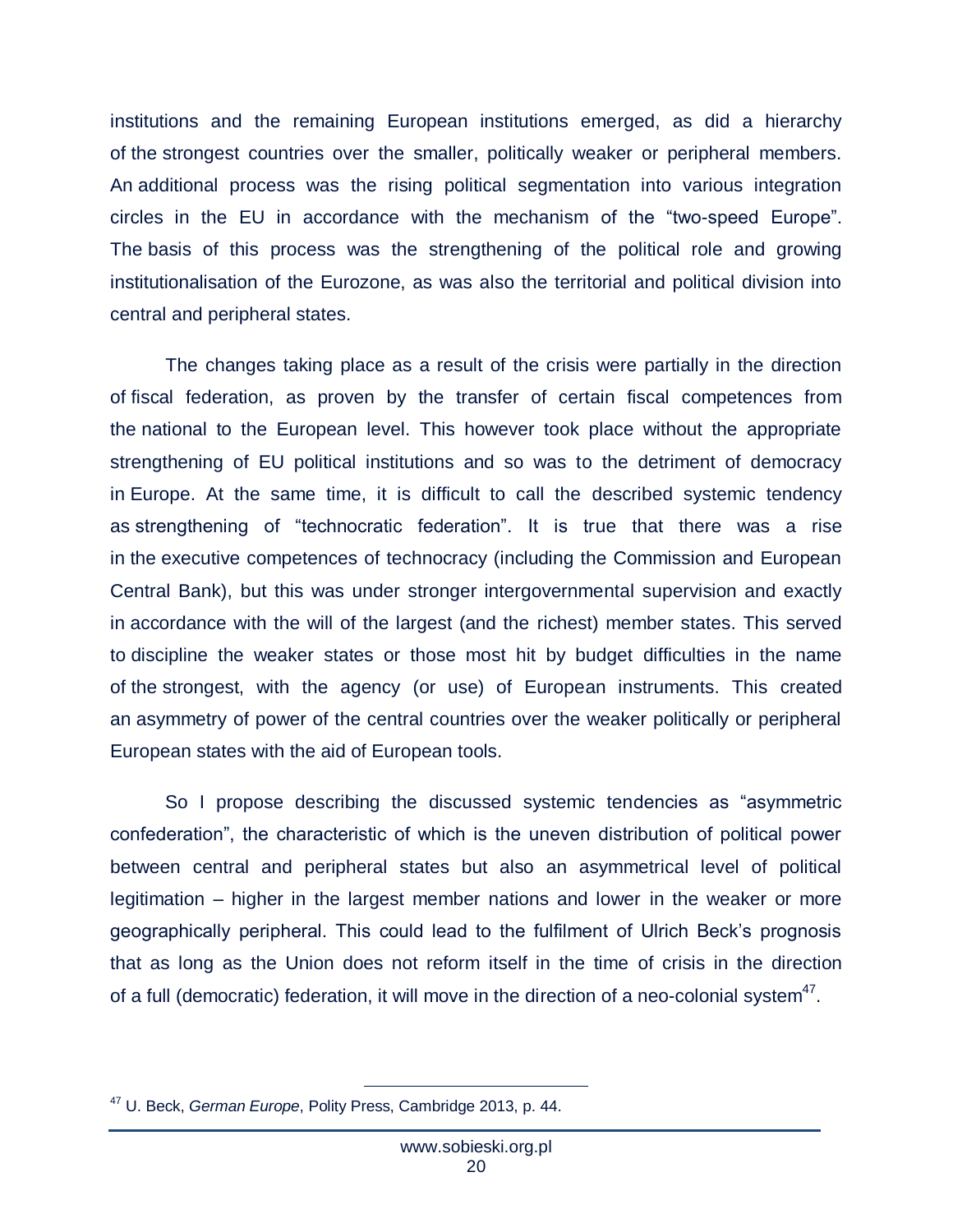institutions and the remaining European institutions emerged, as did a hierarchy of the strongest countries over the smaller, politically weaker or peripheral members. An additional process was the rising political segmentation into various integration circles in the EU in accordance with the mechanism of the "two-speed Europe". The basis of this process was the strengthening of the political role and growing institutionalisation of the Eurozone, as was also the territorial and political division into central and peripheral states.

The changes taking place as a result of the crisis were partially in the direction of fiscal federation, as proven by the transfer of certain fiscal competences from the national to the European level. This however took place without the appropriate strengthening of EU political institutions and so was to the detriment of democracy in Europe. At the same time, it is difficult to call the described systemic tendency as strengthening of "technocratic federation". It is true that there was a rise in the executive competences of technocracy (including the Commission and European Central Bank), but this was under stronger intergovernmental supervision and exactly in accordance with the will of the largest (and the richest) member states. This served to discipline the weaker states or those most hit by budget difficulties in the name of the strongest, with the agency (or use) of European instruments. This created an asymmetry of power of the central countries over the weaker politically or peripheral European states with the aid of European tools.

So I propose describing the discussed systemic tendencies as "asymmetric confederation", the characteristic of which is the uneven distribution of political power between central and peripheral states but also an asymmetrical level of political legitimation – higher in the largest member nations and lower in the weaker or more geographically peripheral. This could lead to the fulfilment of Ulrich Beck's prognosis that as long as the Union does not reform itself in the time of crisis in the direction of a full (democratic) federation, it will move in the direction of a neo-colonial system[47].

---

[47] U. Beck, *German Europe*, Polity Press, Cambridge 2013, p. 44.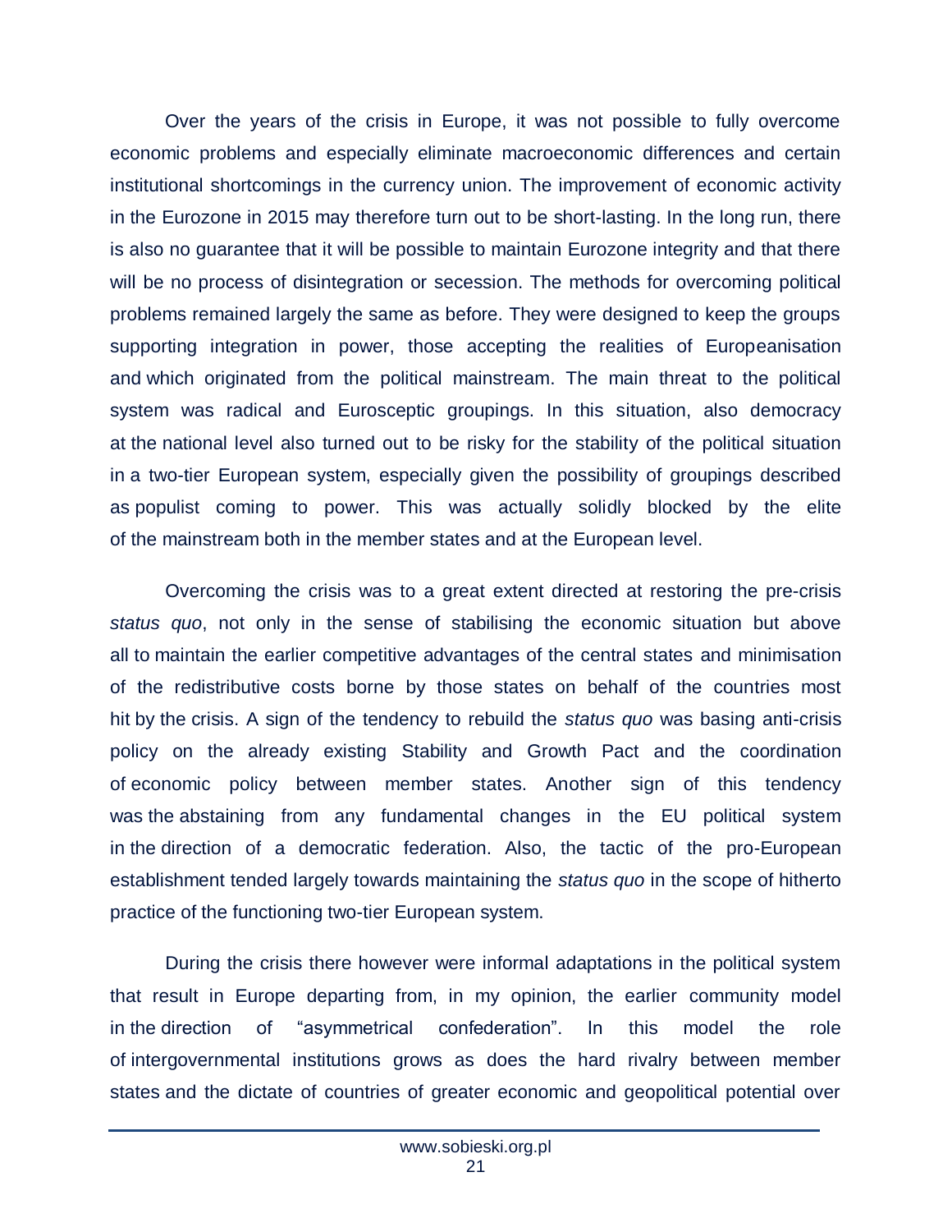Over the years of the crisis in Europe, it was not possible to fully overcome economic problems and especially eliminate macroeconomic differences and certain institutional shortcomings in the currency union. The improvement of economic activity in the Eurozone in 2015 may therefore turn out to be short-lasting. In the long run, there is also no guarantee that it will be possible to maintain Eurozone integrity and that there will be no process of disintegration or secession. The methods for overcoming political problems remained largely the same as before. They were designed to keep the groups supporting integration in power, those accepting the realities of Europeanisation and which originated from the political mainstream. The main threat to the political system was radical and Eurosceptic groupings. In this situation, also democracy at the national level also turned out to be risky for the stability of the political situation in a two-tier European system, especially given the possibility of groupings described as populist coming to power. This was actually solidly blocked by the elite of the mainstream both in the member states and at the European level.

Overcoming the crisis was to a great extent directed at restoring the pre-crisis *status quo*, not only in the sense of stabilising the economic situation but above all to maintain the earlier competitive advantages of the central states and minimisation of the redistributive costs borne by those states on behalf of the countries most hit by the crisis. A sign of the tendency to rebuild the *status quo* was basing anti-crisis policy on the already existing Stability and Growth Pact and the coordination of economic policy between member states. Another sign of this tendency was the abstaining from any fundamental changes in the EU political system in the direction of a democratic federation. Also, the tactic of the pro-European establishment tended largely towards maintaining the *status quo* in the scope of hitherto practice of the functioning two-tier European system.

During the crisis there however were informal adaptations in the political system that result in Europe departing from, in my opinion, the earlier community model in the direction of "asymmetrical confederation". In this model the role of intergovernmental institutions grows as does the hard rivalry between member states and the dictate of countries of greater economic and geopolitical potential over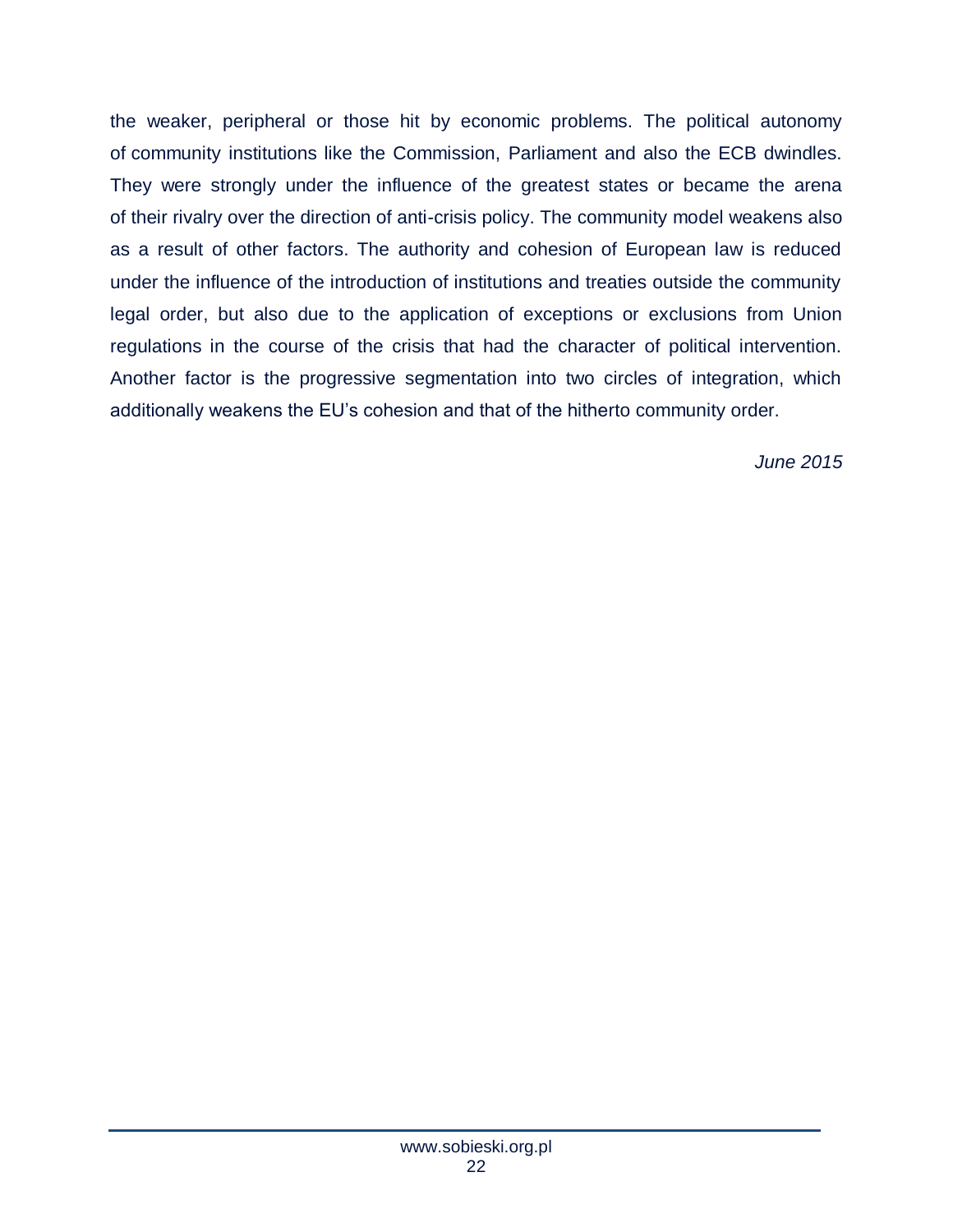the weaker, peripheral or those hit by economic problems. The political autonomy of community institutions like the Commission, Parliament and also the ECB dwindles. They were strongly under the influence of the greatest states or became the arena of their rivalry over the direction of anti-crisis policy. The community model weakens also as a result of other factors. The authority and cohesion of European law is reduced under the influence of the introduction of institutions and treaties outside the community legal order, but also due to the application of exceptions or exclusions from Union regulations in the course of the crisis that had the character of political intervention. Another factor is the progressive segmentation into two circles of integration, which additionally weakens the EU's cohesion and that of the hitherto community order.

*June 2015*